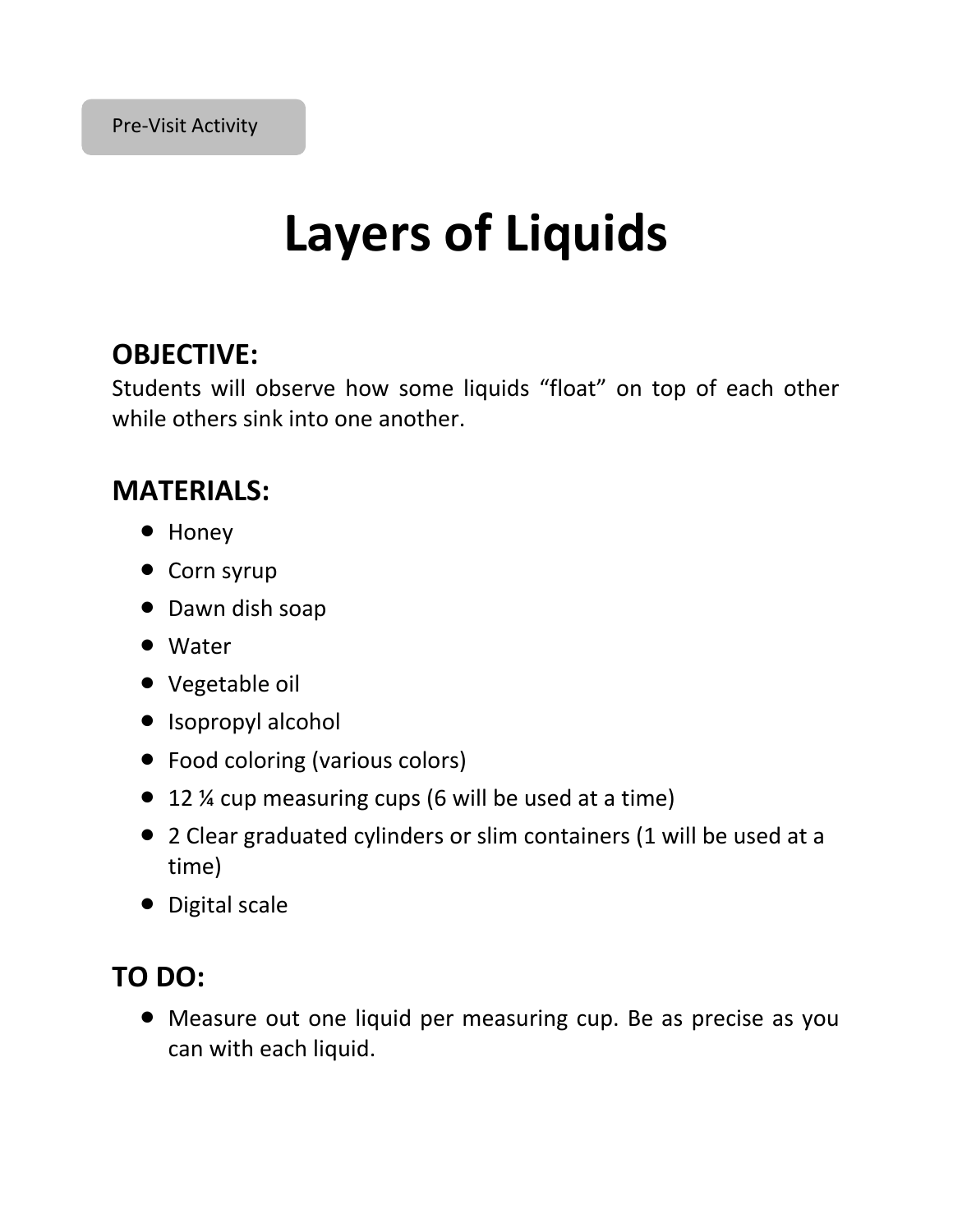Pre-Visit Activity

# Layers of Liquids

## OBJECTIVE:

Students will observe how some liquids "float" on top of each other while others sink into one another.

## MATERIALS:

- Honey
- Corn syrup
- Dawn dish soap
- Water
- Vegetable oil
- Isopropyl alcohol
- Food coloring (various colors)
- 12 ¼ cup measuring cups (6 will be used at a time)
- 2 Clear graduated cylinders or slim containers (1 will be used at a time)
- Digital scale

## TO DO:

- Measure out one liquid per measuring cup. Be as precise as you can with each liquid.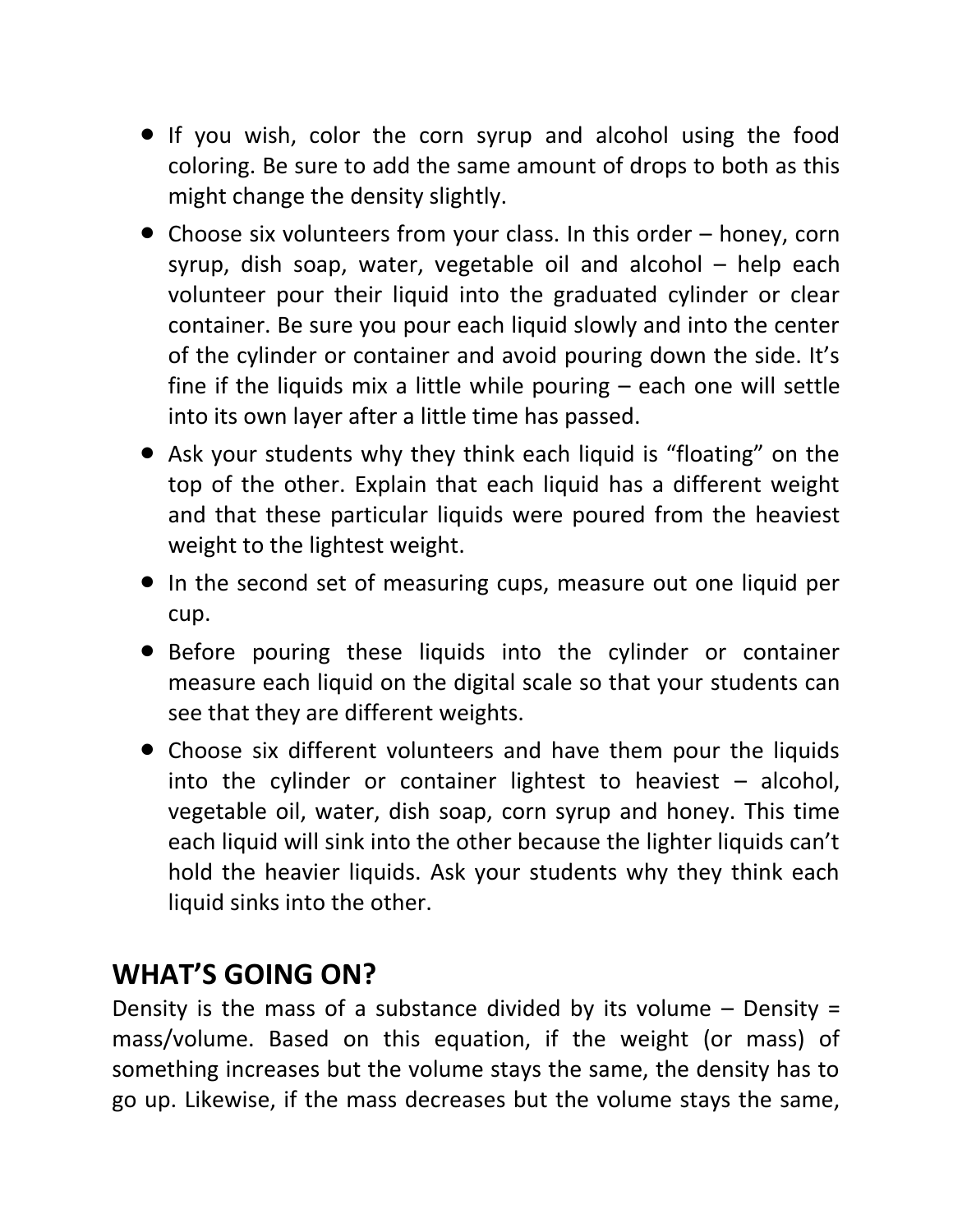- If you wish, color the corn syrup and alcohol using the food coloring. Be sure to add the same amount of drops to both as this might change the density slightly.
- Choose six volunteers from your class. In this order – honey, corn syrup, dish soap, water, vegetable oil and alcohol – help each volunteer pour their liquid into the graduated cylinder or clear container. Be sure you pour each liquid slowly and into the center of the cylinder or container and avoid pouring down the side. It's fine if the liquids mix a little while pouring – each one will settle into its own layer after a little time has passed.
- Ask your students why they think each liquid is "floating" on the top of the other. Explain that each liquid has a different weight and that these particular liquids were poured from the heaviest weight to the lightest weight.
- In the second set of measuring cups, measure out one liquid per cup.
- Before pouring these liquids into the cylinder or container measure each liquid on the digital scale so that your students can see that they are different weights.
- Choose six different volunteers and have them pour the liquids into the cylinder or container lightest to heaviest – alcohol, vegetable oil, water, dish soap, corn syrup and honey. This time each liquid will sink into the other because the lighter liquids can't hold the heavier liquids. Ask your students why they think each liquid sinks into the other.

## WHAT'S GOING ON?

Density is the mass of a substance divided by its volume – Density = mass/volume. Based on this equation, if the weight (or mass) of something increases but the volume stays the same, the density has to go up. Likewise, if the mass decreases but the volume stays the same,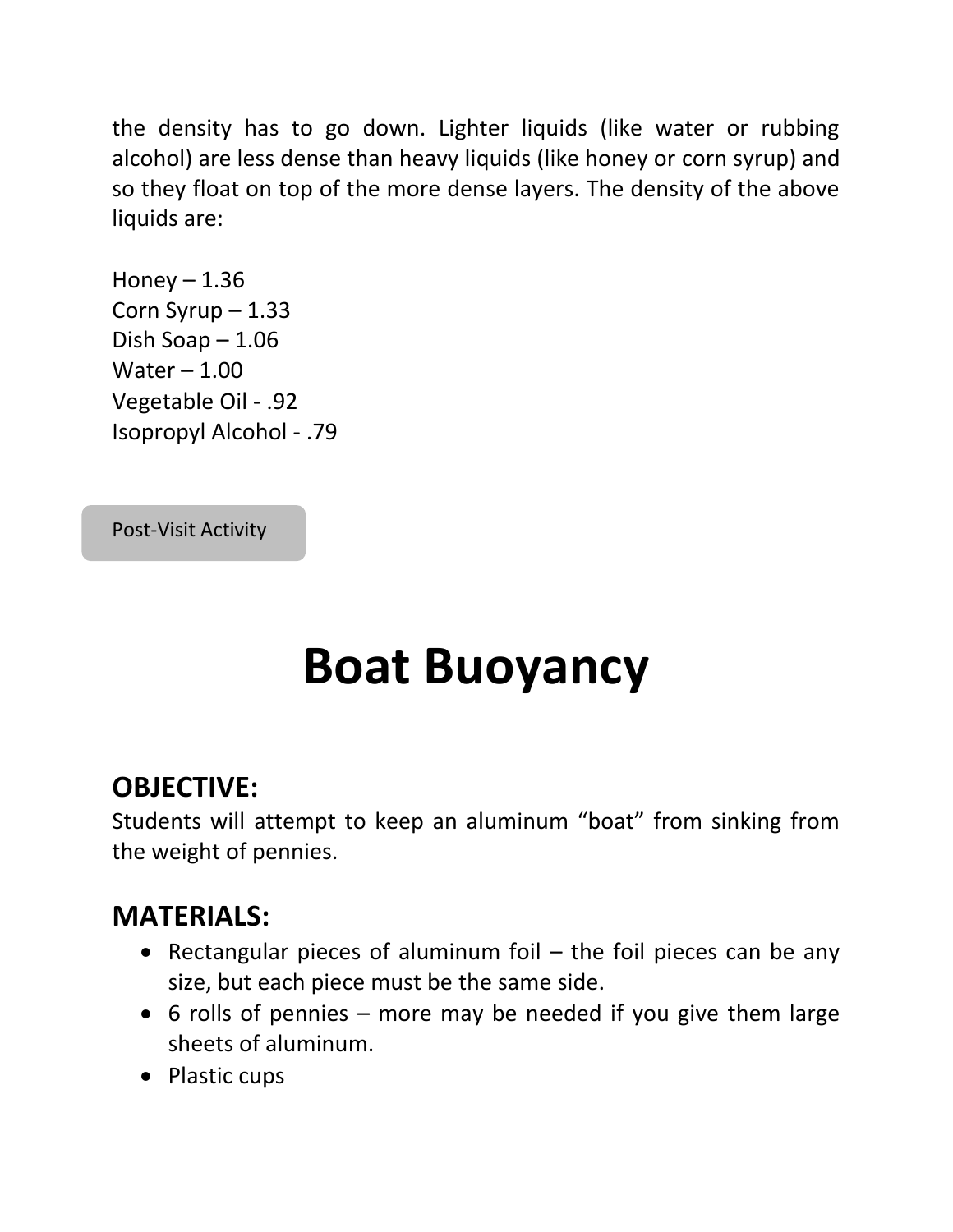the density has to go down. Lighter liquids (like water or rubbing alcohol) are less dense than heavy liquids (like honey or corn syrup) and so they float on top of the more dense layers. The density of the above liquids are:

Honey – 1.36
Corn Syrup – 1.33
Dish Soap – 1.06
Water – 1.00
Vegetable Oil - .92
Isopropyl Alcohol - .79

Post-Visit Activity

# Boat Buoyancy

## OBJECTIVE:

Students will attempt to keep an aluminum "boat" from sinking from the weight of pennies.

## MATERIALS:

- Rectangular pieces of aluminum foil – the foil pieces can be any size, but each piece must be the same side.
- 6 rolls of pennies – more may be needed if you give them large sheets of aluminum.
- Plastic cups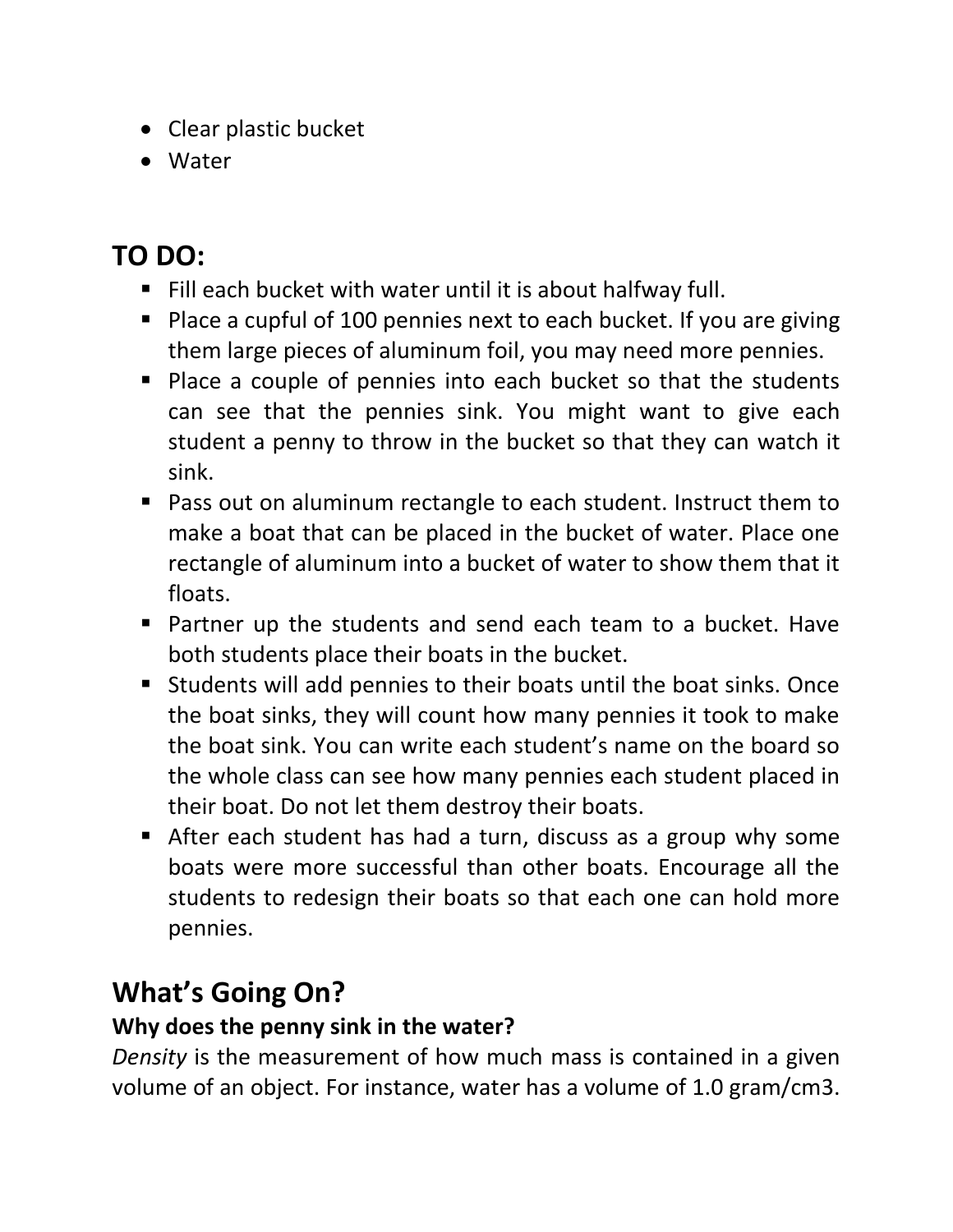- Clear plastic bucket
- Water

## TO DO:

- Fill each bucket with water until it is about halfway full.
- Place a cupful of 100 pennies next to each bucket. If you are giving them large pieces of aluminum foil, you may need more pennies.
- Place a couple of pennies into each bucket so that the students can see that the pennies sink. You might want to give each student a penny to throw in the bucket so that they can watch it sink.
- Pass out on aluminum rectangle to each student. Instruct them to make a boat that can be placed in the bucket of water. Place one rectangle of aluminum into a bucket of water to show them that it floats.
- Partner up the students and send each team to a bucket. Have both students place their boats in the bucket.
- Students will add pennies to their boats until the boat sinks. Once the boat sinks, they will count how many pennies it took to make the boat sink. You can write each student's name on the board so the whole class can see how many pennies each student placed in their boat. Do not let them destroy their boats.
- After each student has had a turn, discuss as a group why some boats were more successful than other boats. Encourage all the students to redesign their boats so that each one can hold more pennies.

## What's Going On?

**Why does the penny sink in the water?**

*Density* is the measurement of how much mass is contained in a given volume of an object. For instance, water has a volume of 1.0 gram/cm3.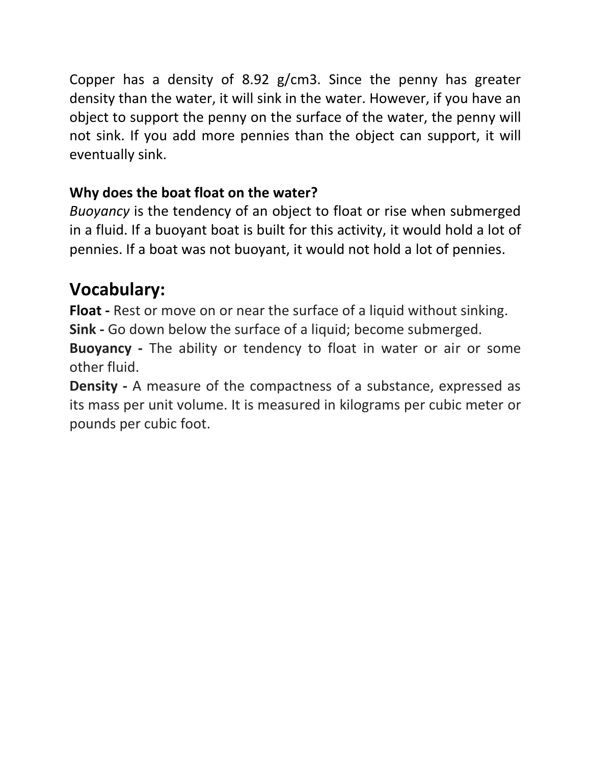Copper has a density of 8.92 g/cm3. Since the penny has greater density than the water, it will sink in the water. However, if you have an object to support the penny on the surface of the water, the penny will not sink. If you add more pennies than the object can support, it will eventually sink.

**Why does the boat float on the water?**

*Buoyancy* is the tendency of an object to float or rise when submerged in a fluid. If a buoyant boat is built for this activity, it would hold a lot of pennies. If a boat was not buoyant, it would not hold a lot of pennies.

## Vocabulary:

**Float -** Rest or move on or near the surface of a liquid without sinking.

**Sink -** Go down below the surface of a liquid; become submerged.

**Buoyancy -** The ability or tendency to float in water or air or some other fluid.

**Density -** A measure of the compactness of a substance, expressed as its mass per unit volume. It is measured in kilograms per cubic meter or pounds per cubic foot.